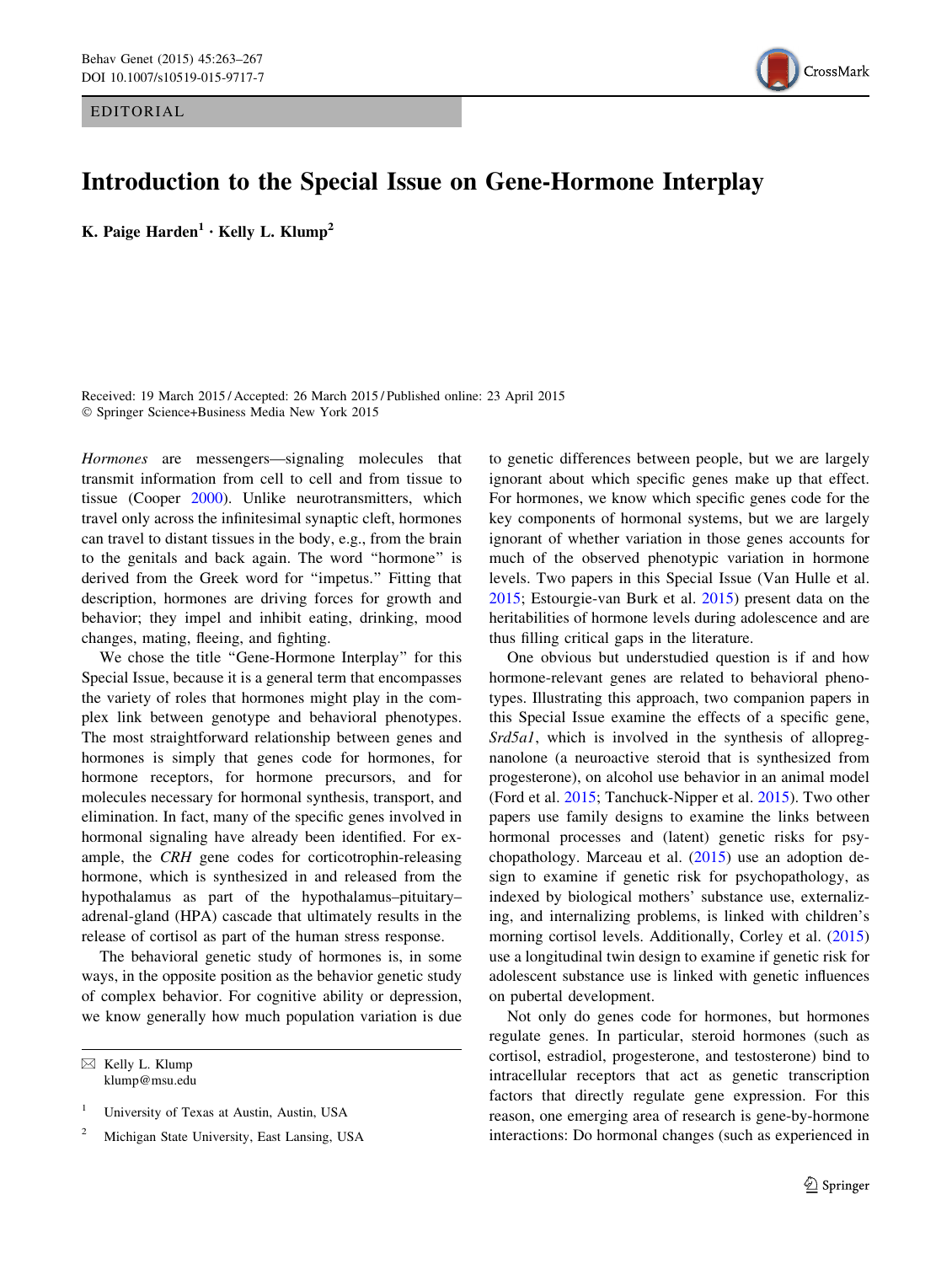EDITORIAL

# Introduction to the Special Issue on Gene-Hormone Interplay

**K. Paige Harden[1] · Kelly L. Klump[2]**

Received: 19 March 2015 / Accepted: 26 March 2015 / Published online: 23 April 2015
© Springer Science+Business Media New York 2015

*Hormones* are messengers—signaling molecules that transmit information from cell to cell and from tissue to tissue (Cooper 2000). Unlike neurotransmitters, which travel only across the infinitesimal synaptic cleft, hormones can travel to distant tissues in the body, e.g., from the brain to the genitals and back again. The word "hormone" is derived from the Greek word for "impetus." Fitting that description, hormones are driving forces for growth and behavior; they impel and inhibit eating, drinking, mood changes, mating, fleeing, and fighting.

We chose the title "Gene-Hormone Interplay" for this Special Issue, because it is a general term that encompasses the variety of roles that hormones might play in the complex link between genotype and behavioral phenotypes. The most straightforward relationship between genes and hormones is simply that genes code for hormones, for hormone receptors, for hormone precursors, and for molecules necessary for hormonal synthesis, transport, and elimination. In fact, many of the specific genes involved in hormonal signaling have already been identified. For example, the *CRH* gene codes for corticotrophin-releasing hormone, which is synthesized in and released from the hypothalamus as part of the hypothalamus–pituitary–adrenal-gland (HPA) cascade that ultimately results in the release of cortisol as part of the human stress response.

The behavioral genetic study of hormones is, in some ways, in the opposite position as the behavior genetic study of complex behavior. For cognitive ability or depression, we know generally how much population variation is due to genetic differences between people, but we are largely ignorant about which specific genes make up that effect. For hormones, we know which specific genes code for the key components of hormonal systems, but we are largely ignorant of whether variation in those genes accounts for much of the observed phenotypic variation in hormone levels. Two papers in this Special Issue (Van Hulle et al. 2015; Estourgie-van Burk et al. 2015) present data on the heritabilities of hormone levels during adolescence and are thus filling critical gaps in the literature.

One obvious but understudied question is if and how hormone-relevant genes are related to behavioral phenotypes. Illustrating this approach, two companion papers in this Special Issue examine the effects of a specific gene, *Srd5a1*, which is involved in the synthesis of allopregnanolone (a neuroactive steroid that is synthesized from progesterone), on alcohol use behavior in an animal model (Ford et al. 2015; Tanchuck-Nipper et al. 2015). Two other papers use family designs to examine the links between hormonal processes and (latent) genetic risks for psychopathology. Marceau et al. (2015) use an adoption design to examine if genetic risk for psychopathology, as indexed by biological mothers' substance use, externalizing, and internalizing problems, is linked with children's morning cortisol levels. Additionally, Corley et al. (2015) use a longitudinal twin design to examine if genetic risk for adolescent substance use is linked with genetic influences on pubertal development.

Not only do genes code for hormones, but hormones regulate genes. In particular, steroid hormones (such as cortisol, estradiol, progesterone, and testosterone) bind to intracellular receptors that act as genetic transcription factors that directly regulate gene expression. For this reason, one emerging area of research is gene-by-hormone interactions: Do hormonal changes (such as experienced in

✉ Kelly L. Klump
klump@msu.edu

[1] University of Texas at Austin, Austin, USA

[2] Michigan State University, East Lansing, USA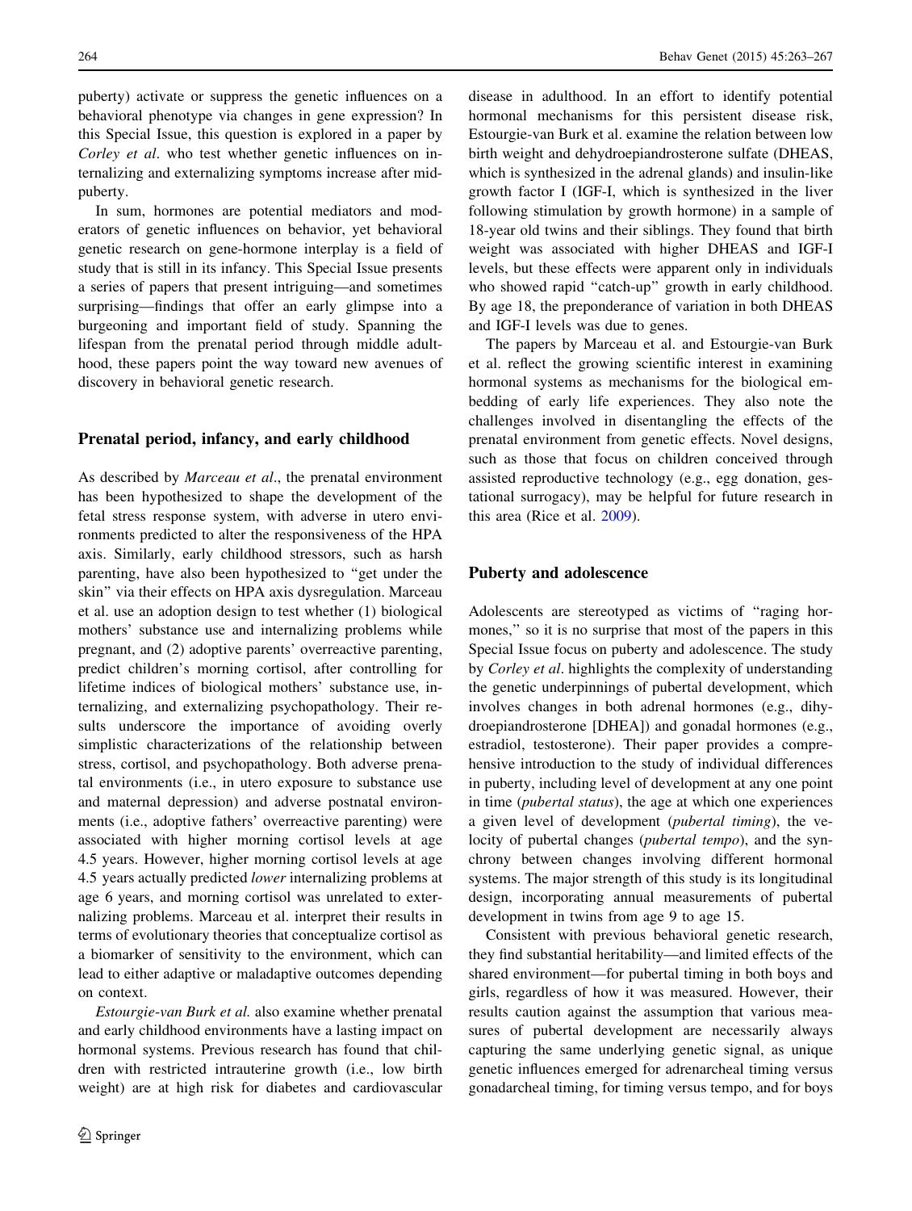puberty) activate or suppress the genetic influences on a behavioral phenotype via changes in gene expression? In this Special Issue, this question is explored in a paper by *Corley et al.* who test whether genetic influences on internalizing and externalizing symptoms increase after mid-puberty.

In sum, hormones are potential mediators and moderators of genetic influences on behavior, yet behavioral genetic research on gene-hormone interplay is a field of study that is still in its infancy. This Special Issue presents a series of papers that present intriguing—and sometimes surprising—findings that offer an early glimpse into a burgeoning and important field of study. Spanning the lifespan from the prenatal period through middle adulthood, these papers point the way toward new avenues of discovery in behavioral genetic research.

## Prenatal period, infancy, and early childhood

As described by *Marceau et al*., the prenatal environment has been hypothesized to shape the development of the fetal stress response system, with adverse in utero environments predicted to alter the responsiveness of the HPA axis. Similarly, early childhood stressors, such as harsh parenting, have also been hypothesized to "get under the skin" via their effects on HPA axis dysregulation. Marceau et al. use an adoption design to test whether (1) biological mothers' substance use and internalizing problems while pregnant, and (2) adoptive parents' overreactive parenting, predict children's morning cortisol, after controlling for lifetime indices of biological mothers' substance use, internalizing, and externalizing psychopathology. Their results underscore the importance of avoiding overly simplistic characterizations of the relationship between stress, cortisol, and psychopathology. Both adverse prenatal environments (i.e., in utero exposure to substance use and maternal depression) and adverse postnatal environments (i.e., adoptive fathers' overreactive parenting) were associated with higher morning cortisol levels at age 4.5 years. However, higher morning cortisol levels at age 4.5 years actually predicted *lower* internalizing problems at age 6 years, and morning cortisol was unrelated to externalizing problems. Marceau et al. interpret their results in terms of evolutionary theories that conceptualize cortisol as a biomarker of sensitivity to the environment, which can lead to either adaptive or maladaptive outcomes depending on context.

*Estourgie-van Burk et al.* also examine whether prenatal and early childhood environments have a lasting impact on hormonal systems. Previous research has found that children with restricted intrauterine growth (i.e., low birth weight) are at high risk for diabetes and cardiovascular disease in adulthood. In an effort to identify potential hormonal mechanisms for this persistent disease risk, Estourgie-van Burk et al. examine the relation between low birth weight and dehydroepiandrosterone sulfate (DHEAS, which is synthesized in the adrenal glands) and insulin-like growth factor I (IGF-I, which is synthesized in the liver following stimulation by growth hormone) in a sample of 18-year old twins and their siblings. They found that birth weight was associated with higher DHEAS and IGF-I levels, but these effects were apparent only in individuals who showed rapid "catch-up" growth in early childhood. By age 18, the preponderance of variation in both DHEAS and IGF-I levels was due to genes.

The papers by Marceau et al. and Estourgie-van Burk et al. reflect the growing scientific interest in examining hormonal systems as mechanisms for the biological embedding of early life experiences. They also note the challenges involved in disentangling the effects of the prenatal environment from genetic effects. Novel designs, such as those that focus on children conceived through assisted reproductive technology (e.g., egg donation, gestational surrogacy), may be helpful for future research in this area (Rice et al. 2009).

## Puberty and adolescence

Adolescents are stereotyped as victims of "raging hormones," so it is no surprise that most of the papers in this Special Issue focus on puberty and adolescence. The study by *Corley et al*. highlights the complexity of understanding the genetic underpinnings of pubertal development, which involves changes in both adrenal hormones (e.g., dihydroepiandrosterone [DHEA]) and gonadal hormones (e.g., estradiol, testosterone). Their paper provides a comprehensive introduction to the study of individual differences in puberty, including level of development at any one point in time (*pubertal status*), the age at which one experiences a given level of development (*pubertal timing*), the velocity of pubertal changes (*pubertal tempo*), and the synchrony between changes involving different hormonal systems. The major strength of this study is its longitudinal design, incorporating annual measurements of pubertal development in twins from age 9 to age 15.

Consistent with previous behavioral genetic research, they find substantial heritability—and limited effects of the shared environment—for pubertal timing in both boys and girls, regardless of how it was measured. However, their results caution against the assumption that various measures of pubertal development are necessarily always capturing the same underlying genetic signal, as unique genetic influences emerged for adrenarcheal timing versus gonadarcheal timing, for timing versus tempo, and for boys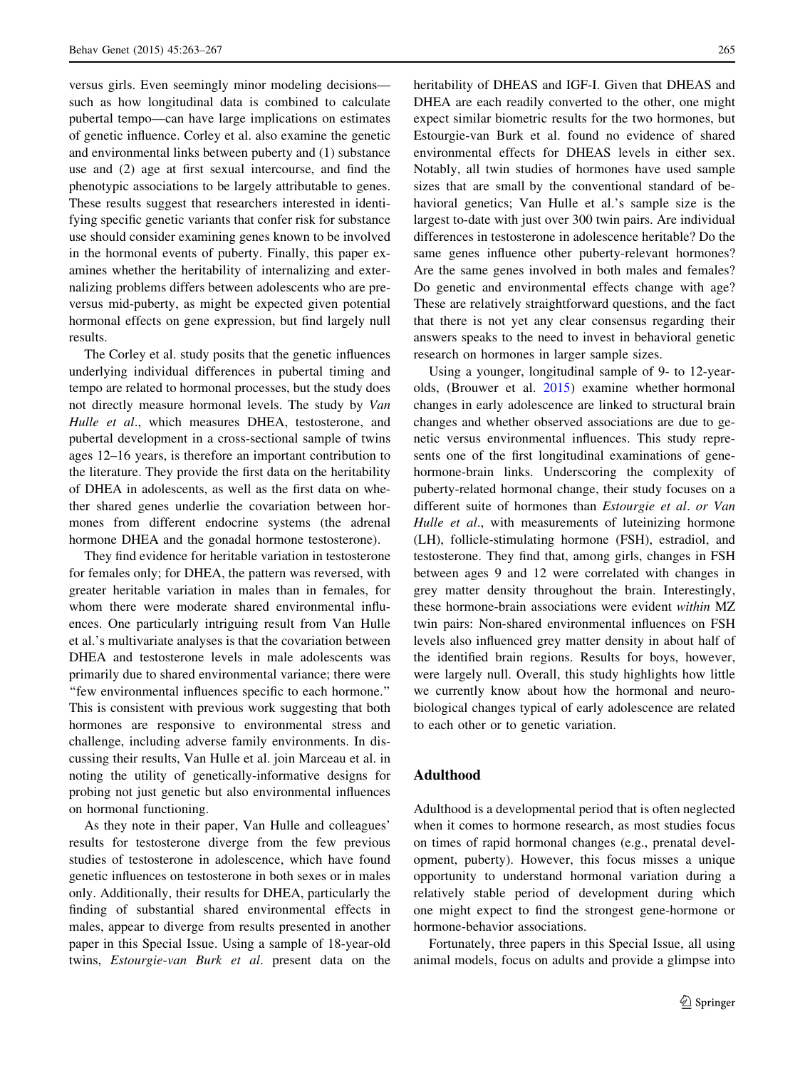versus girls. Even seemingly minor modeling decisions—such as how longitudinal data is combined to calculate pubertal tempo—can have large implications on estimates of genetic influence. Corley et al. also examine the genetic and environmental links between puberty and (1) substance use and (2) age at first sexual intercourse, and find the phenotypic associations to be largely attributable to genes. These results suggest that researchers interested in identifying specific genetic variants that confer risk for substance use should consider examining genes known to be involved in the hormonal events of puberty. Finally, this paper examines whether the heritability of internalizing and externalizing problems differs between adolescents who are pre- versus mid-puberty, as might be expected given potential hormonal effects on gene expression, but find largely null results.

The Corley et al. study posits that the genetic influences underlying individual differences in pubertal timing and tempo are related to hormonal processes, but the study does not directly measure hormonal levels. The study by *Van Hulle et al*., which measures DHEA, testosterone, and pubertal development in a cross-sectional sample of twins ages 12–16 years, is therefore an important contribution to the literature. They provide the first data on the heritability of DHEA in adolescents, as well as the first data on whether shared genes underlie the covariation between hormones from different endocrine systems (the adrenal hormone DHEA and the gonadal hormone testosterone).

They find evidence for heritable variation in testosterone for females only; for DHEA, the pattern was reversed, with greater heritable variation in males than in females, for whom there were moderate shared environmental influences. One particularly intriguing result from Van Hulle et al.'s multivariate analyses is that the covariation between DHEA and testosterone levels in male adolescents was primarily due to shared environmental variance; there were "few environmental influences specific to each hormone." This is consistent with previous work suggesting that both hormones are responsive to environmental stress and challenge, including adverse family environments. In discussing their results, Van Hulle et al. join Marceau et al. in noting the utility of genetically-informative designs for probing not just genetic but also environmental influences on hormonal functioning.

As they note in their paper, Van Hulle and colleagues' results for testosterone diverge from the few previous studies of testosterone in adolescence, which have found genetic influences on testosterone in both sexes or in males only. Additionally, their results for DHEA, particularly the finding of substantial shared environmental effects in males, appear to diverge from results presented in another paper in this Special Issue. Using a sample of 18-year-old twins, *Estourgie-van Burk et al*. present data on the heritability of DHEAS and IGF-I. Given that DHEAS and DHEA are each readily converted to the other, one might expect similar biometric results for the two hormones, but Estourgie-van Burk et al. found no evidence of shared environmental effects for DHEAS levels in either sex. Notably, all twin studies of hormones have used sample sizes that are small by the conventional standard of behavioral genetics; Van Hulle et al.'s sample size is the largest to-date with just over 300 twin pairs. Are individual differences in testosterone in adolescence heritable? Do the same genes influence other puberty-relevant hormones? Are the same genes involved in both males and females? Do genetic and environmental effects change with age? These are relatively straightforward questions, and the fact that there is not yet any clear consensus regarding their answers speaks to the need to invest in behavioral genetic research on hormones in larger sample sizes.

Using a younger, longitudinal sample of 9- to 12-year-olds, (Brouwer et al. 2015) examine whether hormonal changes in early adolescence are linked to structural brain changes and whether observed associations are due to genetic versus environmental influences. This study represents one of the first longitudinal examinations of gene-hormone-brain links. Underscoring the complexity of puberty-related hormonal change, their study focuses on a different suite of hormones than *Estourgie et al. or Van Hulle et al*., with measurements of luteinizing hormone (LH), follicle-stimulating hormone (FSH), estradiol, and testosterone. They find that, among girls, changes in FSH between ages 9 and 12 were correlated with changes in grey matter density throughout the brain. Interestingly, these hormone-brain associations were evident *within* MZ twin pairs: Non-shared environmental influences on FSH levels also influenced grey matter density in about half of the identified brain regions. Results for boys, however, were largely null. Overall, this study highlights how little we currently know about how the hormonal and neurobiological changes typical of early adolescence are related to each other or to genetic variation.

## Adulthood

Adulthood is a developmental period that is often neglected when it comes to hormone research, as most studies focus on times of rapid hormonal changes (e.g., prenatal development, puberty). However, this focus misses a unique opportunity to understand hormonal variation during a relatively stable period of development during which one might expect to find the strongest gene-hormone or hormone-behavior associations.

Fortunately, three papers in this Special Issue, all using animal models, focus on adults and provide a glimpse into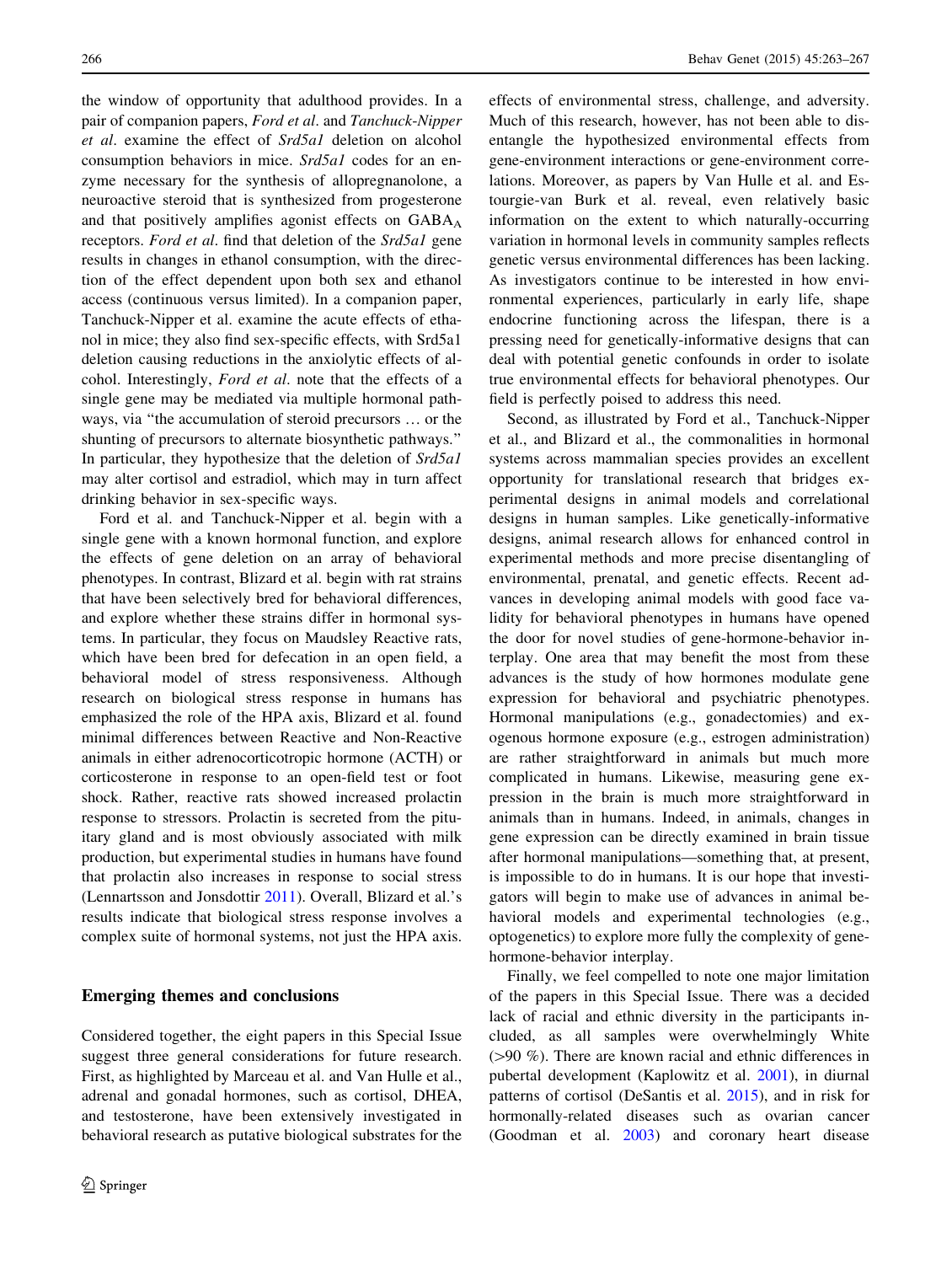the window of opportunity that adulthood provides. In a pair of companion papers, *Ford et al*. and *Tanchuck-Nipper et al*. examine the effect of *Srd5a1* deletion on alcohol consumption behaviors in mice. *Srd5a1* codes for an enzyme necessary for the synthesis of allopregnanolone, a neuroactive steroid that is synthesized from progesterone and that positively amplifies agonist effects on $GABA_A$ receptors. *Ford et al*. find that deletion of the *Srd5a1* gene results in changes in ethanol consumption, with the direction of the effect dependent upon both sex and ethanol access (continuous versus limited). In a companion paper, Tanchuck-Nipper et al. examine the acute effects of ethanol in mice; they also find sex-specific effects, with Srd5a1 deletion causing reductions in the anxiolytic effects of alcohol. Interestingly, *Ford et al*. note that the effects of a single gene may be mediated via multiple hormonal pathways, via "the accumulation of steroid precursors … or the shunting of precursors to alternate biosynthetic pathways." In particular, they hypothesize that the deletion of *Srd5a1* may alter cortisol and estradiol, which may in turn affect drinking behavior in sex-specific ways.

Ford et al. and Tanchuck-Nipper et al. begin with a single gene with a known hormonal function, and explore the effects of gene deletion on an array of behavioral phenotypes. In contrast, Blizard et al. begin with rat strains that have been selectively bred for behavioral differences, and explore whether these strains differ in hormonal systems. In particular, they focus on Maudsley Reactive rats, which have been bred for defecation in an open field, a behavioral model of stress responsiveness. Although research on biological stress response in humans has emphasized the role of the HPA axis, Blizard et al. found minimal differences between Reactive and Non-Reactive animals in either adrenocorticotropic hormone (ACTH) or corticosterone in response to an open-field test or foot shock. Rather, reactive rats showed increased prolactin response to stressors. Prolactin is secreted from the pituitary gland and is most obviously associated with milk production, but experimental studies in humans have found that prolactin also increases in response to social stress (Lennartsson and Jonsdottir 2011). Overall, Blizard et al.'s results indicate that biological stress response involves a complex suite of hormonal systems, not just the HPA axis.

## Emerging themes and conclusions

Considered together, the eight papers in this Special Issue suggest three general considerations for future research. First, as highlighted by Marceau et al. and Van Hulle et al., adrenal and gonadal hormones, such as cortisol, DHEA, and testosterone, have been extensively investigated in behavioral research as putative biological substrates for the effects of environmental stress, challenge, and adversity. Much of this research, however, has not been able to disentangle the hypothesized environmental effects from gene-environment interactions or gene-environment correlations. Moreover, as papers by Van Hulle et al. and Estourgie-van Burk et al. reveal, even relatively basic information on the extent to which naturally-occurring variation in hormonal levels in community samples reflects genetic versus environmental differences has been lacking. As investigators continue to be interested in how environmental experiences, particularly in early life, shape endocrine functioning across the lifespan, there is a pressing need for genetically-informative designs that can deal with potential genetic confounds in order to isolate true environmental effects for behavioral phenotypes. Our field is perfectly poised to address this need.

Second, as illustrated by Ford et al., Tanchuck-Nipper et al., and Blizard et al., the commonalities in hormonal systems across mammalian species provides an excellent opportunity for translational research that bridges experimental designs in animal models and correlational designs in human samples. Like genetically-informative designs, animal research allows for enhanced control in experimental methods and more precise disentangling of environmental, prenatal, and genetic effects. Recent advances in developing animal models with good face validity for behavioral phenotypes in humans have opened the door for novel studies of gene-hormone-behavior interplay. One area that may benefit the most from these advances is the study of how hormones modulate gene expression for behavioral and psychiatric phenotypes. Hormonal manipulations (e.g., gonadectomies) and exogenous hormone exposure (e.g., estrogen administration) are rather straightforward in animals but much more complicated in humans. Likewise, measuring gene expression in the brain is much more straightforward in animals than in humans. Indeed, in animals, changes in gene expression can be directly examined in brain tissue after hormonal manipulations—something that, at present, is impossible to do in humans. It is our hope that investigators will begin to make use of advances in animal behavioral models and experimental technologies (e.g., optogenetics) to explore more fully the complexity of gene-hormone-behavior interplay.

Finally, we feel compelled to note one major limitation of the papers in this Special Issue. There was a decided lack of racial and ethnic diversity in the participants included, as all samples were overwhelmingly White (>90 %). There are known racial and ethnic differences in pubertal development (Kaplowitz et al. 2001), in diurnal patterns of cortisol (DeSantis et al. 2015), and in risk for hormonally-related diseases such as ovarian cancer (Goodman et al. 2003) and coronary heart disease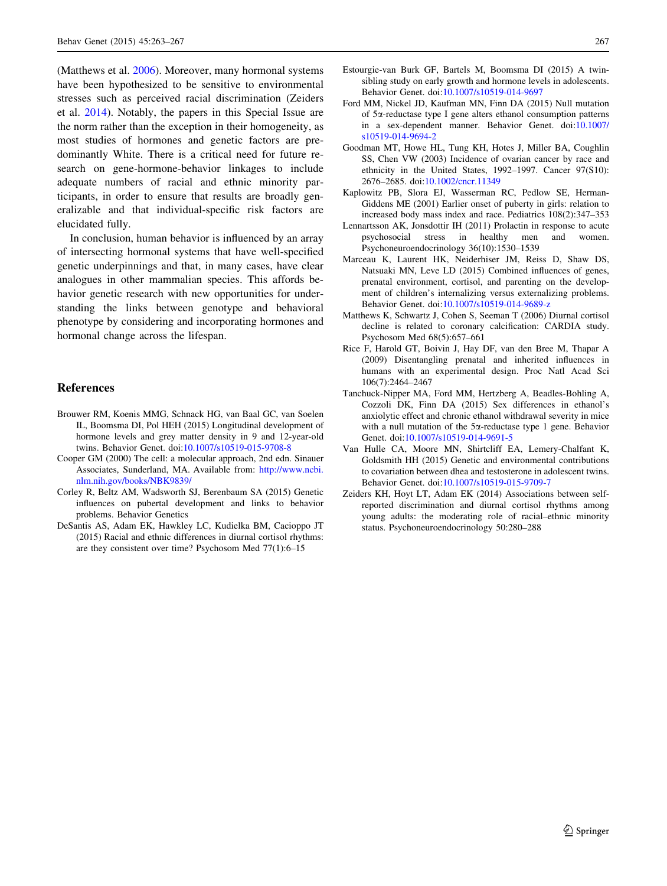(Matthews et al. 2006). Moreover, many hormonal systems have been hypothesized to be sensitive to environmental stresses such as perceived racial discrimination (Zeiders et al. 2014). Notably, the papers in this Special Issue are the norm rather than the exception in their homogeneity, as most studies of hormones and genetic factors are predominantly White. There is a critical need for future research on gene-hormone-behavior linkages to include adequate numbers of racial and ethnic minority participants, in order to ensure that results are broadly generalizable and that individual-specific risk factors are elucidated fully.

In conclusion, human behavior is influenced by an array of intersecting hormonal systems that have well-specified genetic underpinnings and that, in many cases, have clear analogues in other mammalian species. This affords behavior genetic research with new opportunities for understanding the links between genotype and behavioral phenotype by considering and incorporating hormones and hormonal change across the lifespan.

## References

Brouwer RM, Koenis MMG, Schnack HG, van Baal GC, van Soelen IL, Boomsma DI, Pol HEH (2015) Longitudinal development of hormone levels and grey matter density in 9 and 12-year-old twins. Behavior Genet. doi:10.1007/s10519-015-9708-8

Cooper GM (2000) The cell: a molecular approach, 2nd edn. Sinauer Associates, Sunderland, MA. Available from: http://www.ncbi.nlm.nih.gov/books/NBK9839/

Corley R, Beltz AM, Wadsworth SJ, Berenbaum SA (2015) Genetic influences on pubertal development and links to behavior problems. Behavior Genetics

DeSantis AS, Adam EK, Hawkley LC, Kudielka BM, Cacioppo JT (2015) Racial and ethnic differences in diurnal cortisol rhythms: are they consistent over time? Psychosom Med 77(1):6–15

Estourgie-van Burk GF, Bartels M, Boomsma DI (2015) A twin-sibling study on early growth and hormone levels in adolescents. Behavior Genet. doi:10.1007/s10519-014-9697

Ford MM, Nickel JD, Kaufman MN, Finn DA (2015) Null mutation of 5α-reductase type I gene alters ethanol consumption patterns in a sex-dependent manner. Behavior Genet. doi:10.1007/s10519-014-9694-2

Goodman MT, Howe HL, Tung KH, Hotes J, Miller BA, Coughlin SS, Chen VW (2003) Incidence of ovarian cancer by race and ethnicity in the United States, 1992–1997. Cancer 97(S10):2676–2685. doi:10.1002/cncr.11349

Kaplowitz PB, Slora EJ, Wasserman RC, Pedlow SE, Herman-Giddens ME (2001) Earlier onset of puberty in girls: relation to increased body mass index and race. Pediatrics 108(2):347–353

Lennartsson AK, Jonsdottir IH (2011) Prolactin in response to acute psychosocial stress in healthy men and women. Psychoneuroendocrinology 36(10):1530–1539

Marceau K, Laurent HK, Neiderhiser JM, Reiss D, Shaw DS, Natsuaki MN, Leve LD (2015) Combined influences of genes, prenatal environment, cortisol, and parenting on the development of children's internalizing versus externalizing problems. Behavior Genet. doi:10.1007/s10519-014-9689-z

Matthews K, Schwartz J, Cohen S, Seeman T (2006) Diurnal cortisol decline is related to coronary calcification: CARDIA study. Psychosom Med 68(5):657–661

Rice F, Harold GT, Boivin J, Hay DF, van den Bree M, Thapar A (2009) Disentangling prenatal and inherited influences in humans with an experimental design. Proc Natl Acad Sci 106(7):2464–2467

Tanchuck-Nipper MA, Ford MM, Hertzberg A, Beadles-Bohling A, Cozzoli DK, Finn DA (2015) Sex differences in ethanol's anxiolytic effect and chronic ethanol withdrawal severity in mice with a null mutation of the 5α-reductase type 1 gene. Behavior Genet. doi:10.1007/s10519-014-9691-5

Van Hulle CA, Moore MN, Shirtcliff EA, Lemery-Chalfant K, Goldsmith HH (2015) Genetic and environmental contributions to covariation between dhea and testosterone in adolescent twins. Behavior Genet. doi:10.1007/s10519-015-9709-7

Zeiders KH, Hoyt LT, Adam EK (2014) Associations between self-reported discrimination and diurnal cortisol rhythms among young adults: the moderating role of racial–ethnic minority status. Psychoneuroendocrinology 50:280–288